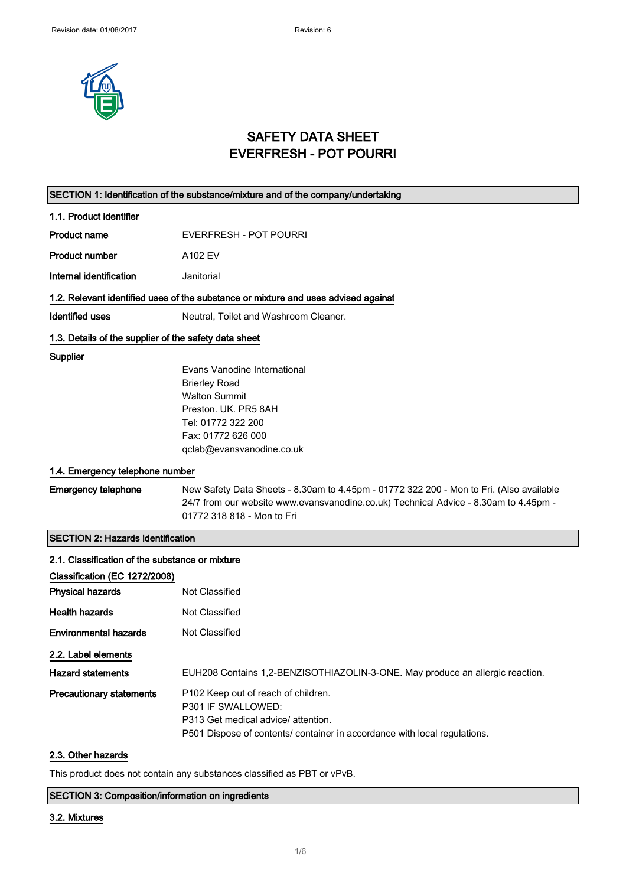# SAFETY DATA SHEET
# EVERFRESH - POT POURRI

## SECTION 1: Identification of the substance/mixture and of the company/undertaking

### 1.1. Product identifier

| | |
|---|---|
| **Product name** | EVERFRESH - POT POURRI |
| **Product number** | A102 EV |
| **Internal identification** | Janitorial |

### 1.2. Relevant identified uses of the substance or mixture and uses advised against

| | |
|---|---|
| **Identified uses** | Neutral, Toilet and Washroom Cleaner. |

### 1.3. Details of the supplier of the safety data sheet

**Supplier**

Evans Vanodine International
Brierley Road
Walton Summit
Preston. UK. PR5 8AH
Tel: 01772 322 200
Fax: 01772 626 000
qclab@evansvanodine.co.uk

### 1.4. Emergency telephone number

| | |
|---|---|
| **Emergency telephone** | New Safety Data Sheets - 8.30am to 4.45pm - 01772 322 200 - Mon to Fri. (Also available 24/7 from our website www.evansvanodine.co.uk) Technical Advice - 8.30am to 4.45pm - 01772 318 818 - Mon to Fri |

## SECTION 2: Hazards identification

### 2.1. Classification of the substance or mixture

**Classification (EC 1272/2008)**

| | |
|---|---|
| **Physical hazards** | Not Classified |
| **Health hazards** | Not Classified |
| **Environmental hazards** | Not Classified |

### 2.2. Label elements

| | |
|---|---|
| **Hazard statements** | EUH208 Contains 1,2-BENZISOTHIAZOLIN-3-ONE. May produce an allergic reaction. |
| **Precautionary statements** | P102 Keep out of reach of children.<br>P301 IF SWALLOWED:<br>P313 Get medical advice/ attention.<br>P501 Dispose of contents/ container in accordance with local regulations. |

### 2.3. Other hazards

This product does not contain any substances classified as PBT or vPvB.

## SECTION 3: Composition/information on ingredients

### 3.2. Mixtures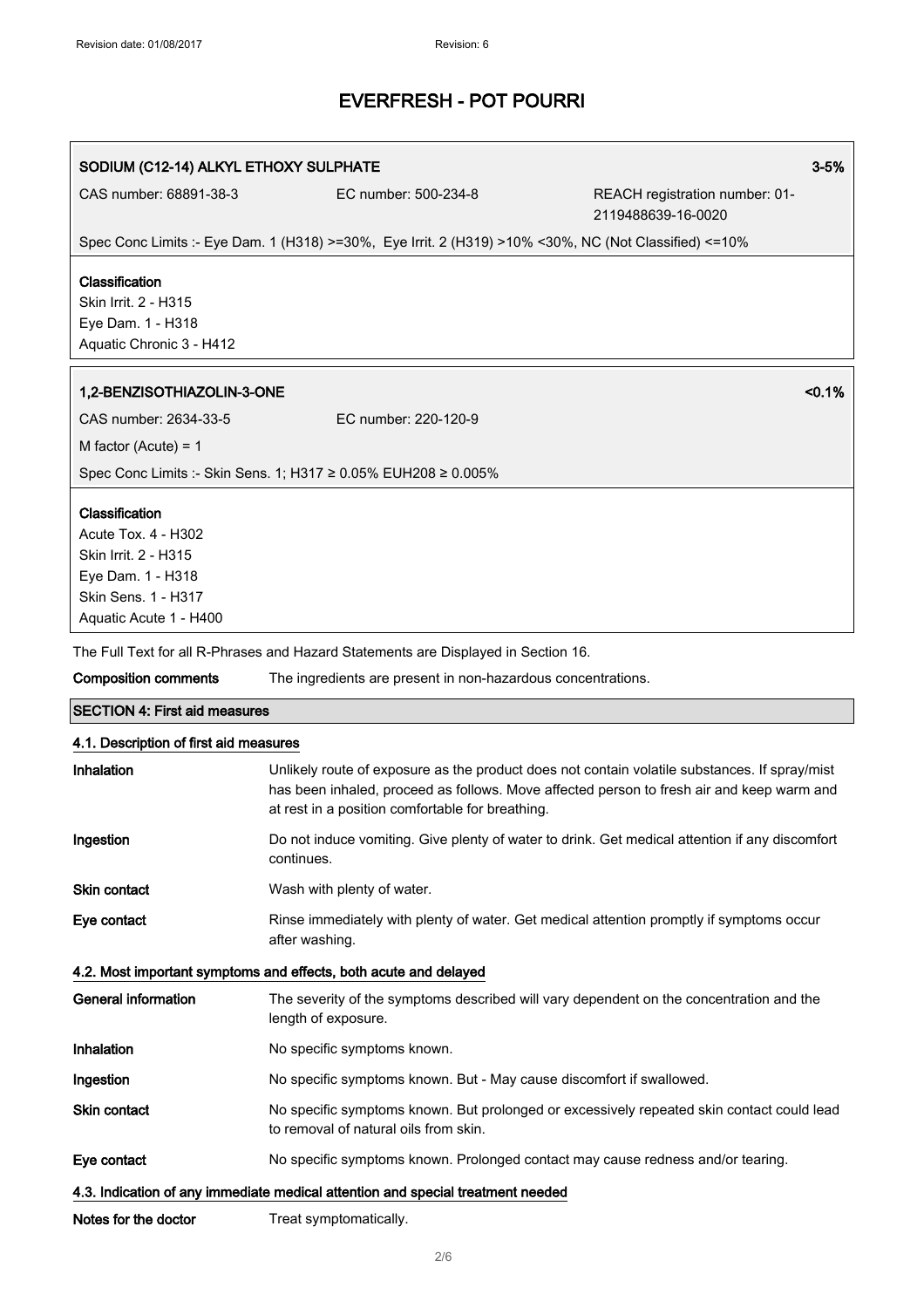**SODIUM (C12-14) ALKYL ETHOXY SULPHATE** 3-5%

CAS number: 68891-38-3 | EC number: 500-234-8 | REACH registration number: 01-2119488639-16-0020

Spec Conc Limits :- Eye Dam. 1 (H318) >=30%, Eye Irrit. 2 (H319) >10% <30%, NC (Not Classified) <=10%

**Classification**
Skin Irrit. 2 - H315
Eye Dam. 1 - H318
Aquatic Chronic 3 - H412

**1,2-BENZISOTHIAZOLIN-3-ONE** <0.1%

CAS number: 2634-33-5 | EC number: 220-120-9

M factor (Acute) = 1

Spec Conc Limits :- Skin Sens. 1; H317 ≥ 0.05% EUH208 ≥ 0.005%

**Classification**
Acute Tox. 4 - H302
Skin Irrit. 2 - H315
Eye Dam. 1 - H318
Skin Sens. 1 - H317
Aquatic Acute 1 - H400

The Full Text for all R-Phrases and Hazard Statements are Displayed in Section 16.

**Composition comments** The ingredients are present in non-hazardous concentrations.

## SECTION 4: First aid measures

### 4.1. Description of first aid measures

**Inhalation** Unlikely route of exposure as the product does not contain volatile substances. If spray/mist has been inhaled, proceed as follows. Move affected person to fresh air and keep warm and at rest in a position comfortable for breathing.

**Ingestion** Do not induce vomiting. Give plenty of water to drink. Get medical attention if any discomfort continues.

**Skin contact** Wash with plenty of water.

**Eye contact** Rinse immediately with plenty of water. Get medical attention promptly if symptoms occur after washing.

### 4.2. Most important symptoms and effects, both acute and delayed

**General information** The severity of the symptoms described will vary dependent on the concentration and the length of exposure.

**Inhalation** No specific symptoms known.

**Ingestion** No specific symptoms known. But - May cause discomfort if swallowed.

**Skin contact** No specific symptoms known. But prolonged or excessively repeated skin contact could lead to removal of natural oils from skin.

**Eye contact** No specific symptoms known. Prolonged contact may cause redness and/or tearing.

### 4.3. Indication of any immediate medical attention and special treatment needed

**Notes for the doctor** Treat symptomatically.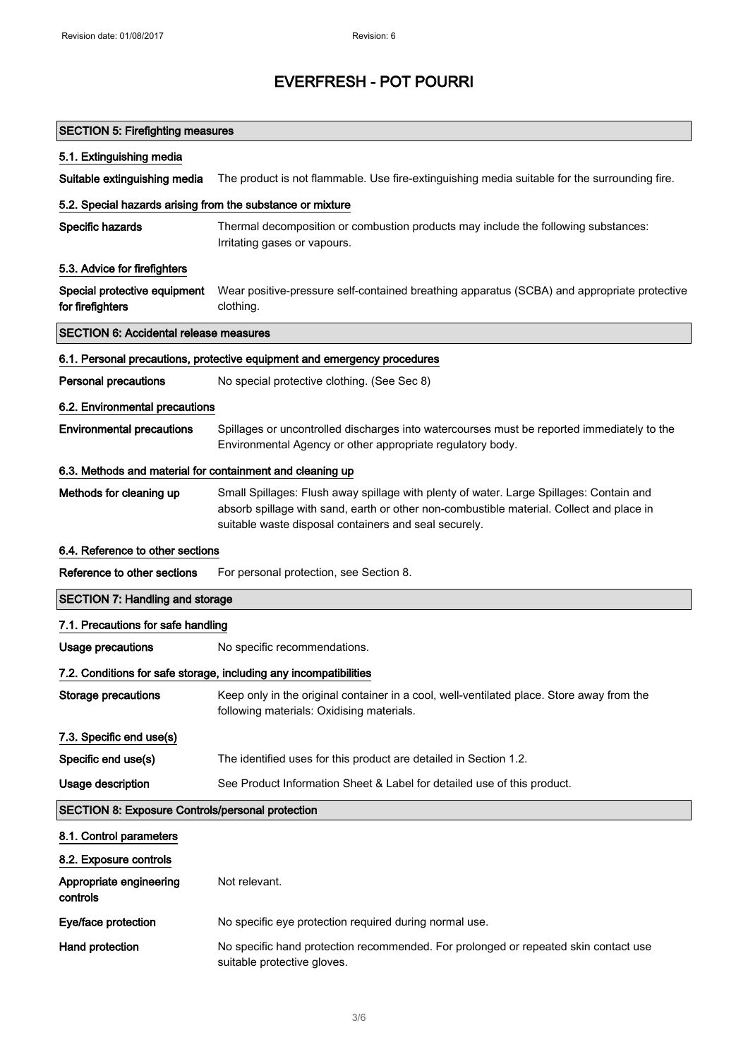# EVERFRESH - POT POURRI

## SECTION 5: Firefighting measures

### 5.1. Extinguishing media

**Suitable extinguishing media** The product is not flammable. Use fire-extinguishing media suitable for the surrounding fire.

### 5.2. Special hazards arising from the substance or mixture

**Specific hazards** Thermal decomposition or combustion products may include the following substances: Irritating gases or vapours.

### 5.3. Advice for firefighters

**Special protective equipment for firefighters** Wear positive-pressure self-contained breathing apparatus (SCBA) and appropriate protective clothing.

## SECTION 6: Accidental release measures

### 6.1. Personal precautions, protective equipment and emergency procedures

**Personal precautions** No special protective clothing. (See Sec 8)

### 6.2. Environmental precautions

**Environmental precautions** Spillages or uncontrolled discharges into watercourses must be reported immediately to the Environmental Agency or other appropriate regulatory body.

### 6.3. Methods and material for containment and cleaning up

**Methods for cleaning up** Small Spillages: Flush away spillage with plenty of water. Large Spillages: Contain and absorb spillage with sand, earth or other non-combustible material. Collect and place in suitable waste disposal containers and seal securely.

### 6.4. Reference to other sections

**Reference to other sections** For personal protection, see Section 8.

## SECTION 7: Handling and storage

### 7.1. Precautions for safe handling

**Usage precautions** No specific recommendations.

### 7.2. Conditions for safe storage, including any incompatibilities

**Storage precautions** Keep only in the original container in a cool, well-ventilated place. Store away from the following materials: Oxidising materials.

### 7.3. Specific end use(s)

**Specific end use(s)** The identified uses for this product are detailed in Section 1.2.

**Usage description** See Product Information Sheet & Label for detailed use of this product.

## SECTION 8: Exposure Controls/personal protection

### 8.1. Control parameters

### 8.2. Exposure controls

**Appropriate engineering controls** Not relevant.

**Eye/face protection** No specific eye protection required during normal use.

**Hand protection** No specific hand protection recommended. For prolonged or repeated skin contact use suitable protective gloves.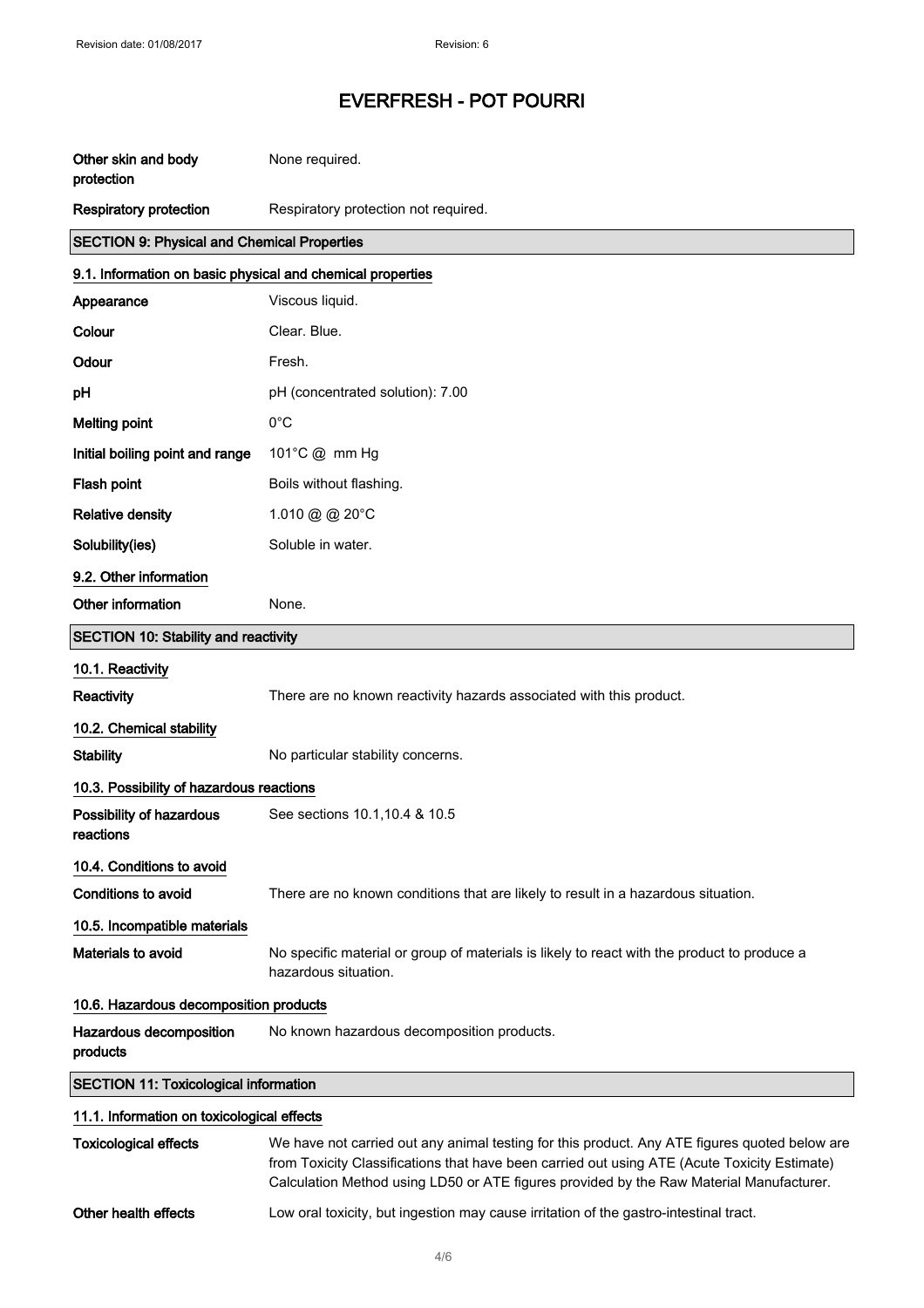# EVERFRESH - POT POURRI

| | |
|---|---|
| **Other skin and body protection** | None required. |
| **Respiratory protection** | Respiratory protection not required. |

## SECTION 9: Physical and Chemical Properties

### 9.1. Information on basic physical and chemical properties

| | |
|---|---|
| **Appearance** | Viscous liquid. |
| **Colour** | Clear. Blue. |
| **Odour** | Fresh. |
| **pH** | pH (concentrated solution): 7.00 |
| **Melting point** | 0°C |
| **Initial boiling point and range** | 101°C @ mm Hg |
| **Flash point** | Boils without flashing. |
| **Relative density** | 1.010 @ @ 20°C |
| **Solubility(ies)** | Soluble in water. |

### 9.2. Other information

| | |
|---|---|
| **Other information** | None. |

## SECTION 10: Stability and reactivity

### 10.1. Reactivity

| | |
|---|---|
| **Reactivity** | There are no known reactivity hazards associated with this product. |

### 10.2. Chemical stability

| | |
|---|---|
| **Stability** | No particular stability concerns. |

### 10.3. Possibility of hazardous reactions

| | |
|---|---|
| **Possibility of hazardous reactions** | See sections 10.1,10.4 & 10.5 |

### 10.4. Conditions to avoid

| | |
|---|---|
| **Conditions to avoid** | There are no known conditions that are likely to result in a hazardous situation. |

### 10.5. Incompatible materials

| | |
|---|---|
| **Materials to avoid** | No specific material or group of materials is likely to react with the product to produce a hazardous situation. |

### 10.6. Hazardous decomposition products

| | |
|---|---|
| **Hazardous decomposition products** | No known hazardous decomposition products. |

## SECTION 11: Toxicological information

### 11.1. Information on toxicological effects

| | |
|---|---|
| **Toxicological effects** | We have not carried out any animal testing for this product. Any ATE figures quoted below are from Toxicity Classifications that have been carried out using ATE (Acute Toxicity Estimate) Calculation Method using LD50 or ATE figures provided by the Raw Material Manufacturer. |
| **Other health effects** | Low oral toxicity, but ingestion may cause irritation of the gastro-intestinal tract. |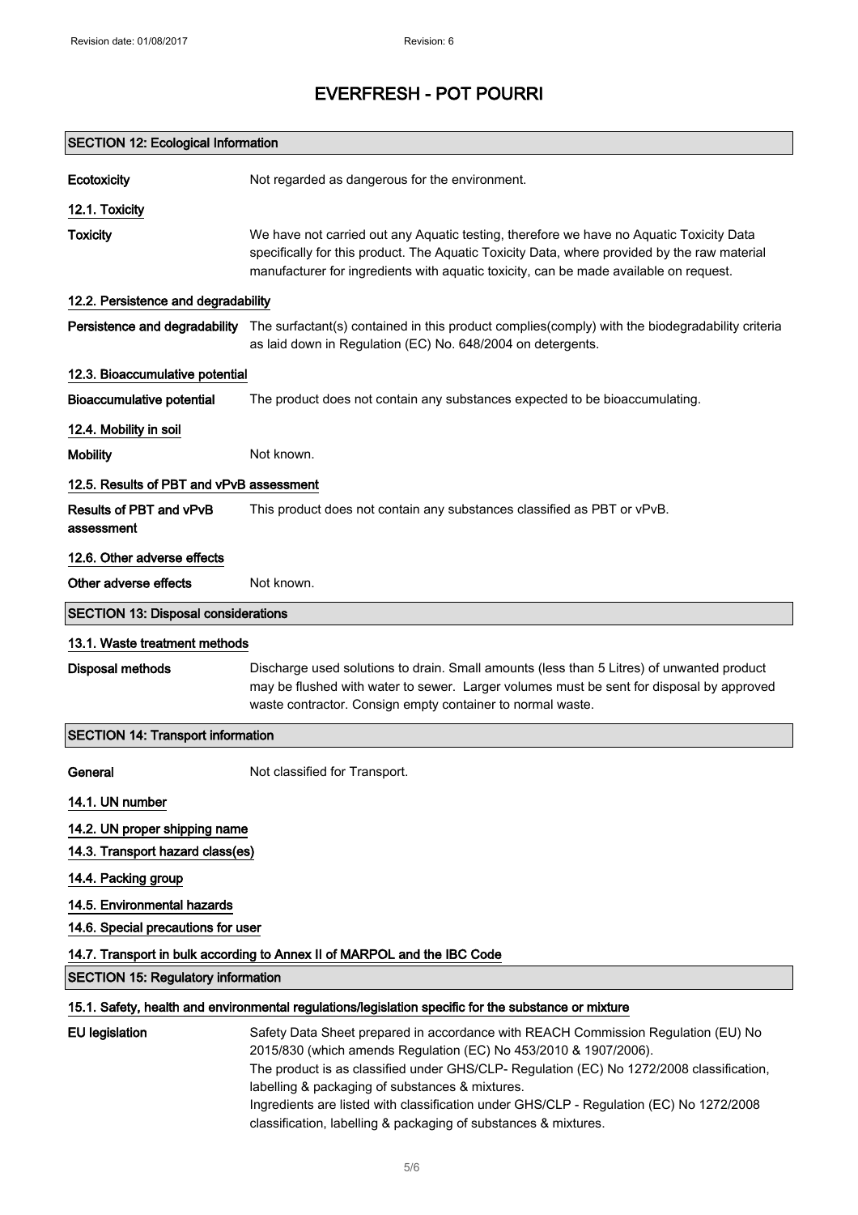# EVERFRESH - POT POURRI

## SECTION 12: Ecological Information

**Ecotoxicity** Not regarded as dangerous for the environment.

### 12.1. Toxicity

**Toxicity** We have not carried out any Aquatic testing, therefore we have no Aquatic Toxicity Data specifically for this product. The Aquatic Toxicity Data, where provided by the raw material manufacturer for ingredients with aquatic toxicity, can be made available on request.

### 12.2. Persistence and degradability

**Persistence and degradability** The surfactant(s) contained in this product complies(comply) with the biodegradability criteria as laid down in Regulation (EC) No. 648/2004 on detergents.

### 12.3. Bioaccumulative potential

**Bioaccumulative potential** The product does not contain any substances expected to be bioaccumulating.

### 12.4. Mobility in soil

**Mobility** Not known.

### 12.5. Results of PBT and vPvB assessment

**Results of PBT and vPvB assessment** This product does not contain any substances classified as PBT or vPvB.

### 12.6. Other adverse effects

**Other adverse effects** Not known.

## SECTION 13: Disposal considerations

### 13.1. Waste treatment methods

**Disposal methods** Discharge used solutions to drain. Small amounts (less than 5 Litres) of unwanted product may be flushed with water to sewer. Larger volumes must be sent for disposal by approved waste contractor. Consign empty container to normal waste.

## SECTION 14: Transport information

**General** Not classified for Transport.

### 14.1. UN number

### 14.2. UN proper shipping name

### 14.3. Transport hazard class(es)

### 14.4. Packing group

### 14.5. Environmental hazards

### 14.6. Special precautions for user

### 14.7. Transport in bulk according to Annex II of MARPOL and the IBC Code

## SECTION 15: Regulatory information

### 15.1. Safety, health and environmental regulations/legislation specific for the substance or mixture

**EU legislation** Safety Data Sheet prepared in accordance with REACH Commission Regulation (EU) No 2015/830 (which amends Regulation (EC) No 453/2010 & 1907/2006).
The product is as classified under GHS/CLP- Regulation (EC) No 1272/2008 classification, labelling & packaging of substances & mixtures.
Ingredients are listed with classification under GHS/CLP - Regulation (EC) No 1272/2008 classification, labelling & packaging of substances & mixtures.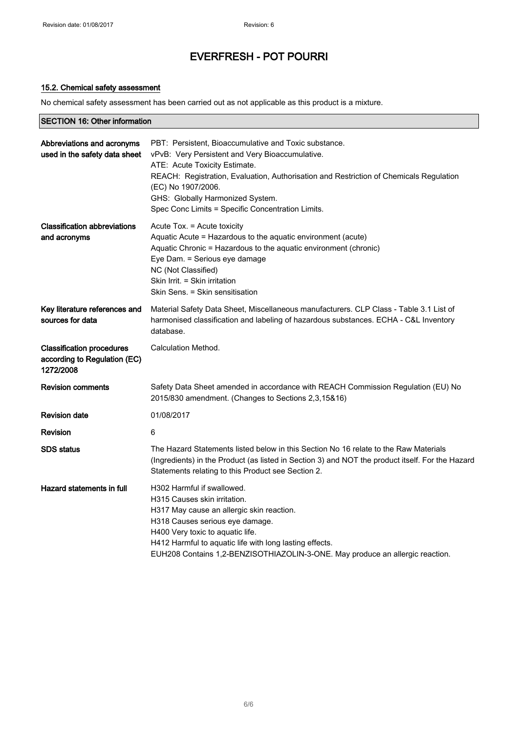# EVERFRESH - POT POURRI

### 15.2. Chemical safety assessment

No chemical safety assessment has been carried out as not applicable as this product is a mixture.

## SECTION 16: Other information

| | |
|---|---|
| **Abbreviations and acronyms used in the safety data sheet** | PBT: Persistent, Bioaccumulative and Toxic substance.<br>vPvB: Very Persistent and Very Bioaccumulative.<br>ATE: Acute Toxicity Estimate.<br>REACH: Registration, Evaluation, Authorisation and Restriction of Chemicals Regulation (EC) No 1907/2006.<br>GHS: Globally Harmonized System.<br>Spec Conc Limits = Specific Concentration Limits. |
| **Classification abbreviations and acronyms** | Acute Tox. = Acute toxicity<br>Aquatic Acute = Hazardous to the aquatic environment (acute)<br>Aquatic Chronic = Hazardous to the aquatic environment (chronic)<br>Eye Dam. = Serious eye damage<br>NC (Not Classified)<br>Skin Irrit. = Skin irritation<br>Skin Sens. = Skin sensitisation |
| **Key literature references and sources for data** | Material Safety Data Sheet, Miscellaneous manufacturers. CLP Class - Table 3.1 List of harmonised classification and labeling of hazardous substances. ECHA - C&L Inventory database. |
| **Classification procedures according to Regulation (EC) 1272/2008** | Calculation Method. |
| **Revision comments** | Safety Data Sheet amended in accordance with REACH Commission Regulation (EU) No 2015/830 amendment. (Changes to Sections 2,3,15&16) |
| **Revision date** | 01/08/2017 |
| **Revision** | 6 |
| **SDS status** | The Hazard Statements listed below in this Section No 16 relate to the Raw Materials (Ingredients) in the Product (as listed in Section 3) and NOT the product itself. For the Hazard Statements relating to this Product see Section 2. |
| **Hazard statements in full** | H302 Harmful if swallowed.<br>H315 Causes skin irritation.<br>H317 May cause an allergic skin reaction.<br>H318 Causes serious eye damage.<br>H400 Very toxic to aquatic life.<br>H412 Harmful to aquatic life with long lasting effects.<br>EUH208 Contains 1,2-BENZISOTHIAZOLIN-3-ONE. May produce an allergic reaction. |